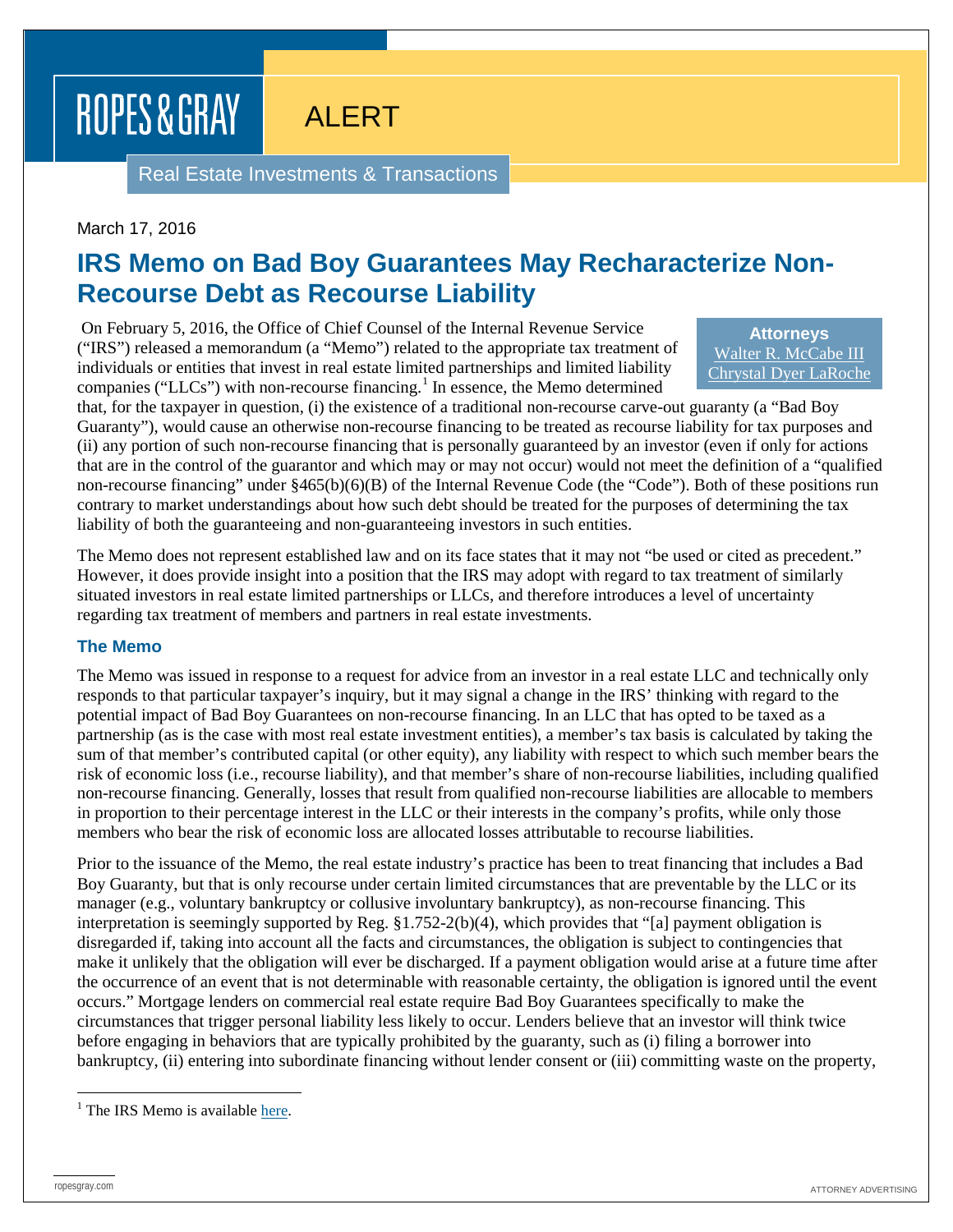ROPES & GRAY

ALERT

Real Estate Investments & Transactions

March 17, 2016

# IRS Memo on Bad Boy Guarantees May Recharacterize Non-Recourse Debt as Recourse Liability

**Attorneys**
Walter R. McCabe III
Chrystal Dyer LaRoche

On February 5, 2016, the Office of Chief Counsel of the Internal Revenue Service ("IRS") released a memorandum (a "Memo") related to the appropriate tax treatment of individuals or entities that invest in real estate limited partnerships and limited liability companies ("LLCs") with non-recourse financing.[1] In essence, the Memo determined that, for the taxpayer in question, (i) the existence of a traditional non-recourse carve-out guaranty (a "Bad Boy Guaranty"), would cause an otherwise non-recourse financing to be treated as recourse liability for tax purposes and (ii) any portion of such non-recourse financing that is personally guaranteed by an investor (even if only for actions that are in the control of the guarantor and which may or may not occur) would not meet the definition of a "qualified non-recourse financing" under §465(b)(6)(B) of the Internal Revenue Code (the "Code"). Both of these positions run contrary to market understandings about how such debt should be treated for the purposes of determining the tax liability of both the guaranteeing and non-guaranteeing investors in such entities.

The Memo does not represent established law and on its face states that it may not "be used or cited as precedent." However, it does provide insight into a position that the IRS may adopt with regard to tax treatment of similarly situated investors in real estate limited partnerships or LLCs, and therefore introduces a level of uncertainty regarding tax treatment of members and partners in real estate investments.

### The Memo

The Memo was issued in response to a request for advice from an investor in a real estate LLC and technically only responds to that particular taxpayer's inquiry, but it may signal a change in the IRS' thinking with regard to the potential impact of Bad Boy Guarantees on non-recourse financing. In an LLC that has opted to be taxed as a partnership (as is the case with most real estate investment entities), a member's tax basis is calculated by taking the sum of that member's contributed capital (or other equity), any liability with respect to which such member bears the risk of economic loss (i.e., recourse liability), and that member's share of non-recourse liabilities, including qualified non-recourse financing. Generally, losses that result from qualified non-recourse liabilities are allocable to members in proportion to their percentage interest in the LLC or their interests in the company's profits, while only those members who bear the risk of economic loss are allocated losses attributable to recourse liabilities.

Prior to the issuance of the Memo, the real estate industry's practice has been to treat financing that includes a Bad Boy Guaranty, but that is only recourse under certain limited circumstances that are preventable by the LLC or its manager (e.g., voluntary bankruptcy or collusive involuntary bankruptcy), as non-recourse financing. This interpretation is seemingly supported by Reg. §1.752-2(b)(4), which provides that "[a] payment obligation is disregarded if, taking into account all the facts and circumstances, the obligation is subject to contingencies that make it unlikely that the obligation will ever be discharged. If a payment obligation would arise at a future time after the occurrence of an event that is not determinable with reasonable certainty, the obligation is ignored until the event occurs." Mortgage lenders on commercial real estate require Bad Boy Guarantees specifically to make the circumstances that trigger personal liability less likely to occur. Lenders believe that an investor will think twice before engaging in behaviors that are typically prohibited by the guaranty, such as (i) filing a borrower into bankruptcy, (ii) entering into subordinate financing without lender consent or (iii) committing waste on the property,

[1] The IRS Memo is available here.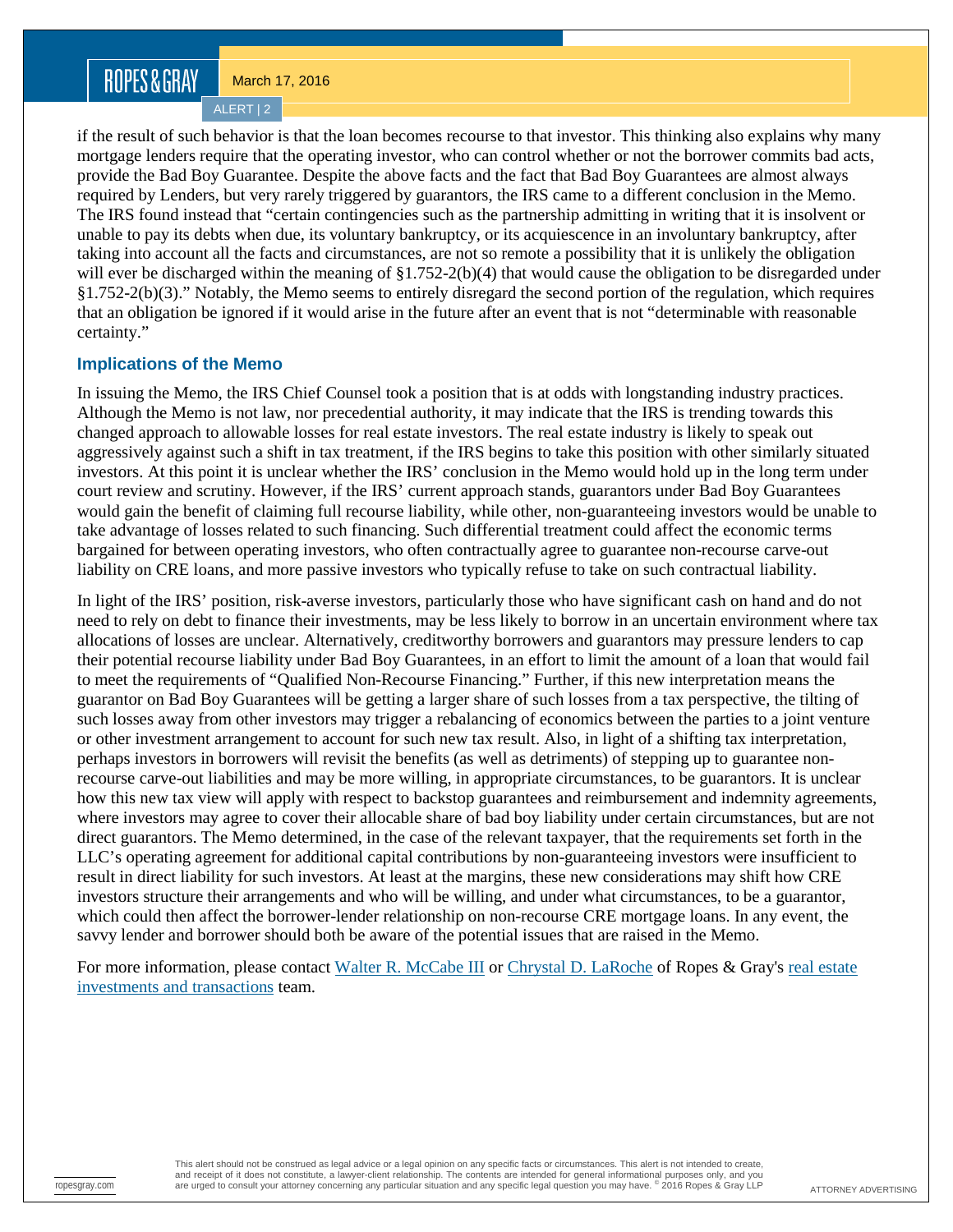if the result of such behavior is that the loan becomes recourse to that investor. This thinking also explains why many mortgage lenders require that the operating investor, who can control whether or not the borrower commits bad acts, provide the Bad Boy Guarantee. Despite the above facts and the fact that Bad Boy Guarantees are almost always required by Lenders, but very rarely triggered by guarantors, the IRS came to a different conclusion in the Memo. The IRS found instead that "certain contingencies such as the partnership admitting in writing that it is insolvent or unable to pay its debts when due, its voluntary bankruptcy, or its acquiescence in an involuntary bankruptcy, after taking into account all the facts and circumstances, are not so remote a possibility that it is unlikely the obligation will ever be discharged within the meaning of §1.752-2(b)(4) that would cause the obligation to be disregarded under §1.752-2(b)(3)." Notably, the Memo seems to entirely disregard the second portion of the regulation, which requires that an obligation be ignored if it would arise in the future after an event that is not "determinable with reasonable certainty."

### Implications of the Memo

In issuing the Memo, the IRS Chief Counsel took a position that is at odds with longstanding industry practices. Although the Memo is not law, nor precedential authority, it may indicate that the IRS is trending towards this changed approach to allowable losses for real estate investors. The real estate industry is likely to speak out aggressively against such a shift in tax treatment, if the IRS begins to take this position with other similarly situated investors. At this point it is unclear whether the IRS' conclusion in the Memo would hold up in the long term under court review and scrutiny. However, if the IRS' current approach stands, guarantors under Bad Boy Guarantees would gain the benefit of claiming full recourse liability, while other, non-guaranteeing investors would be unable to take advantage of losses related to such financing. Such differential treatment could affect the economic terms bargained for between operating investors, who often contractually agree to guarantee non-recourse carve-out liability on CRE loans, and more passive investors who typically refuse to take on such contractual liability.

In light of the IRS' position, risk-averse investors, particularly those who have significant cash on hand and do not need to rely on debt to finance their investments, may be less likely to borrow in an uncertain environment where tax allocations of losses are unclear. Alternatively, creditworthy borrowers and guarantors may pressure lenders to cap their potential recourse liability under Bad Boy Guarantees, in an effort to limit the amount of a loan that would fail to meet the requirements of "Qualified Non-Recourse Financing." Further, if this new interpretation means the guarantor on Bad Boy Guarantees will be getting a larger share of such losses from a tax perspective, the tilting of such losses away from other investors may trigger a rebalancing of economics between the parties to a joint venture or other investment arrangement to account for such new tax result. Also, in light of a shifting tax interpretation, perhaps investors in borrowers will revisit the benefits (as well as detriments) of stepping up to guarantee non-recourse carve-out liabilities and may be more willing, in appropriate circumstances, to be guarantors. It is unclear how this new tax view will apply with respect to backstop guarantees and reimbursement and indemnity agreements, where investors may agree to cover their allocable share of bad boy liability under certain circumstances, but are not direct guarantors. The Memo determined, in the case of the relevant taxpayer, that the requirements set forth in the LLC's operating agreement for additional capital contributions by non-guaranteeing investors were insufficient to result in direct liability for such investors. At least at the margins, these new considerations may shift how CRE investors structure their arrangements and who will be willing, and under what circumstances, to be a guarantor, which could then affect the borrower-lender relationship on non-recourse CRE mortgage loans. In any event, the savvy lender and borrower should both be aware of the potential issues that are raised in the Memo.

For more information, please contact Walter R. McCabe III or Chrystal D. LaRoche of Ropes & Gray's real estate investments and transactions team.

This alert should not be construed as legal advice or a legal opinion on any specific facts or circumstances. This alert is not intended to create, and receipt of it does not constitute, a lawyer-client relationship. The contents are intended for general informational purposes only, and you are urged to consult your attorney concerning any particular situation and any specific legal question you may have. © 2016 Ropes & Gray LLP

ATTORNEY ADVERTISING